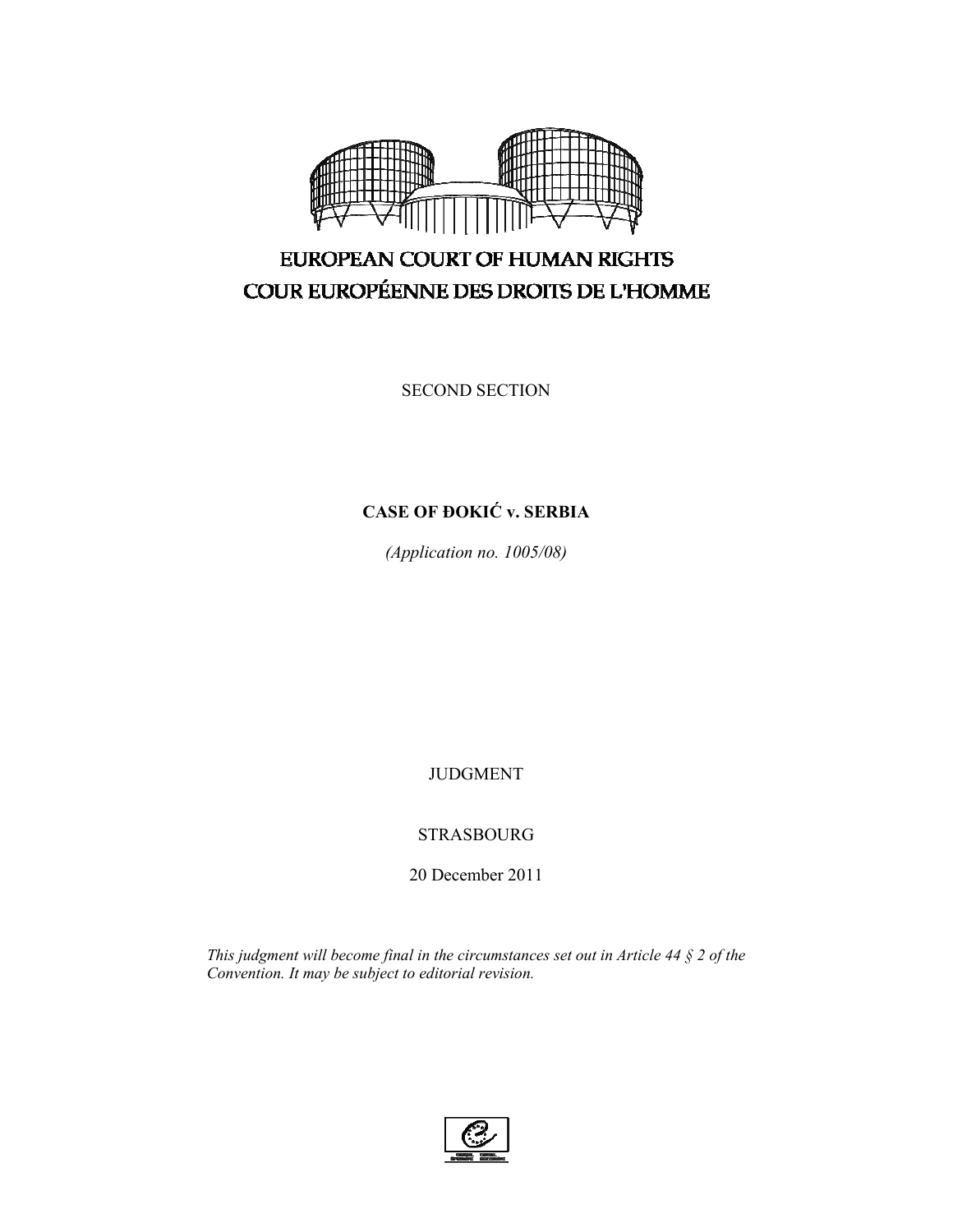EUROPEAN COURT OF HUMAN RIGHTS

COUR EUROPÉENNE DES DROITS DE L'HOMME

SECOND SECTION

# CASE OF ĐOKIĆ v. SERBIA

*(Application no. 1005/08)*

JUDGMENT

STRASBOURG

20 December 2011

*This judgment will become final in the circumstances set out in Article 44 § 2 of the Convention. It may be subject to editorial revision.*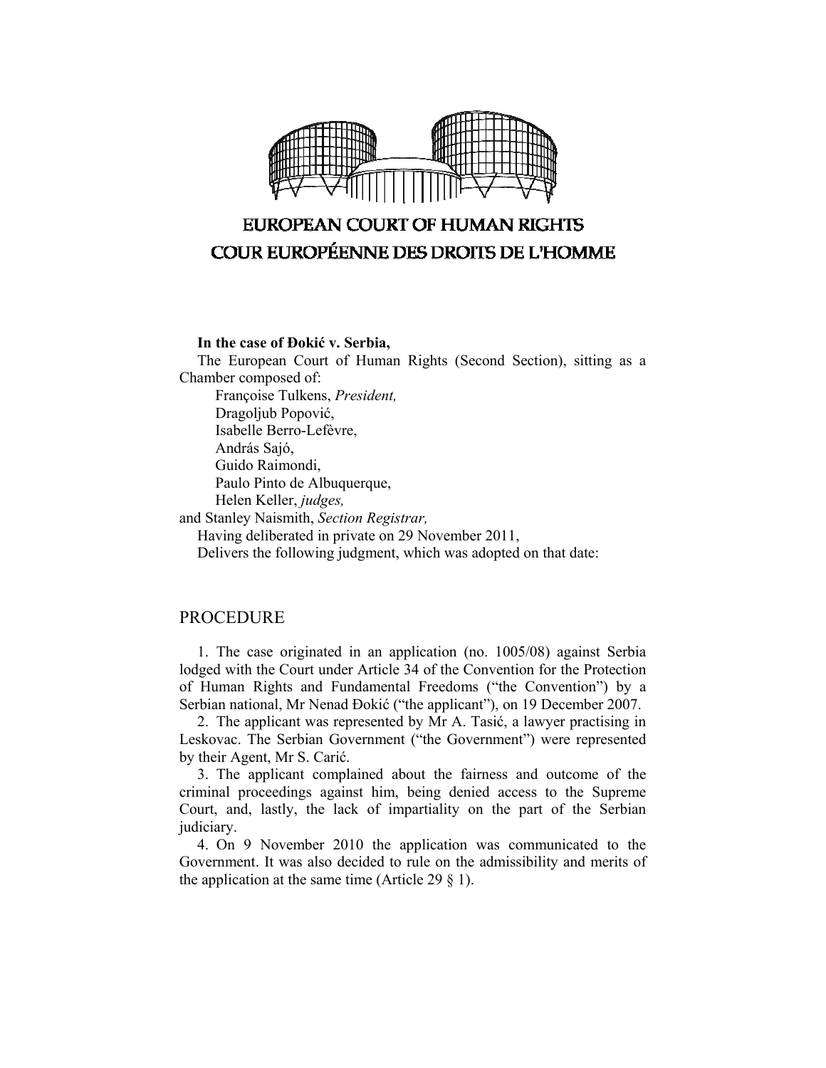EUROPEAN COURT OF HUMAN RIGHTS

COUR EUROPÉENNE DES DROITS DE L'HOMME

**In the case of Đokić v. Serbia,**

The European Court of Human Rights (Second Section), sitting as a Chamber composed of:

Françoise Tulkens, *President,*
Dragoljub Popović,
Isabelle Berro-Lefèvre,
András Sajó,
Guido Raimondi,
Paulo Pinto de Albuquerque,
Helen Keller, *judges,*
and Stanley Naismith, *Section Registrar,*

Having deliberated in private on 29 November 2011,

Delivers the following judgment, which was adopted on that date:

## PROCEDURE

1. The case originated in an application (no. 1005/08) against Serbia lodged with the Court under Article 34 of the Convention for the Protection of Human Rights and Fundamental Freedoms ("the Convention") by a Serbian national, Mr Nenad Đokić ("the applicant"), on 19 December 2007.

2. The applicant was represented by Mr A. Tasić, a lawyer practising in Leskovac. The Serbian Government ("the Government") were represented by their Agent, Mr S. Carić.

3. The applicant complained about the fairness and outcome of the criminal proceedings against him, being denied access to the Supreme Court, and, lastly, the lack of impartiality on the part of the Serbian judiciary.

4. On 9 November 2010 the application was communicated to the Government. It was also decided to rule on the admissibility and merits of the application at the same time (Article 29 § 1).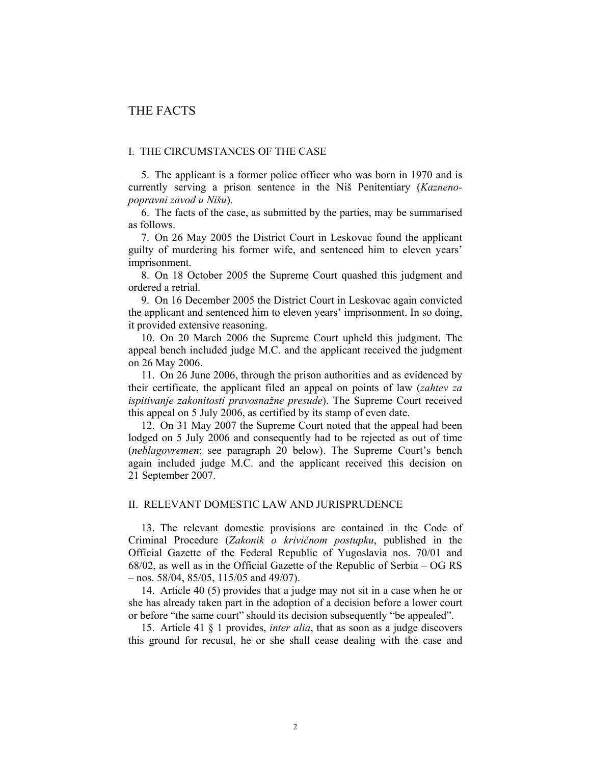## THE FACTS

### I. THE CIRCUMSTANCES OF THE CASE

5. The applicant is a former police officer who was born in 1970 and is currently serving a prison sentence in the Niš Penitentiary (*Kazneno-popravni zavod u Nišu*).

6. The facts of the case, as submitted by the parties, may be summarised as follows.

7. On 26 May 2005 the District Court in Leskovac found the applicant guilty of murdering his former wife, and sentenced him to eleven years' imprisonment.

8. On 18 October 2005 the Supreme Court quashed this judgment and ordered a retrial.

9. On 16 December 2005 the District Court in Leskovac again convicted the applicant and sentenced him to eleven years' imprisonment. In so doing, it provided extensive reasoning.

10. On 20 March 2006 the Supreme Court upheld this judgment. The appeal bench included judge M.C. and the applicant received the judgment on 26 May 2006.

11. On 26 June 2006, through the prison authorities and as evidenced by their certificate, the applicant filed an appeal on points of law (*zahtev za ispitivanje zakonitosti pravosnažne presude*). The Supreme Court received this appeal on 5 July 2006, as certified by its stamp of even date.

12. On 31 May 2007 the Supreme Court noted that the appeal had been lodged on 5 July 2006 and consequently had to be rejected as out of time (*neblagovremen*; see paragraph 20 below). The Supreme Court's bench again included judge M.C. and the applicant received this decision on 21 September 2007.

### II. RELEVANT DOMESTIC LAW AND JURISPRUDENCE

13. The relevant domestic provisions are contained in the Code of Criminal Procedure (*Zakonik o krivičnom postupku*, published in the Official Gazette of the Federal Republic of Yugoslavia nos. 70/01 and 68/02, as well as in the Official Gazette of the Republic of Serbia – OG RS – nos. 58/04, 85/05, 115/05 and 49/07).

14. Article 40 (5) provides that a judge may not sit in a case when he or she has already taken part in the adoption of a decision before a lower court or before "the same court" should its decision subsequently "be appealed".

15. Article 41 § 1 provides, *inter alia*, that as soon as a judge discovers this ground for recusal, he or she shall cease dealing with the case and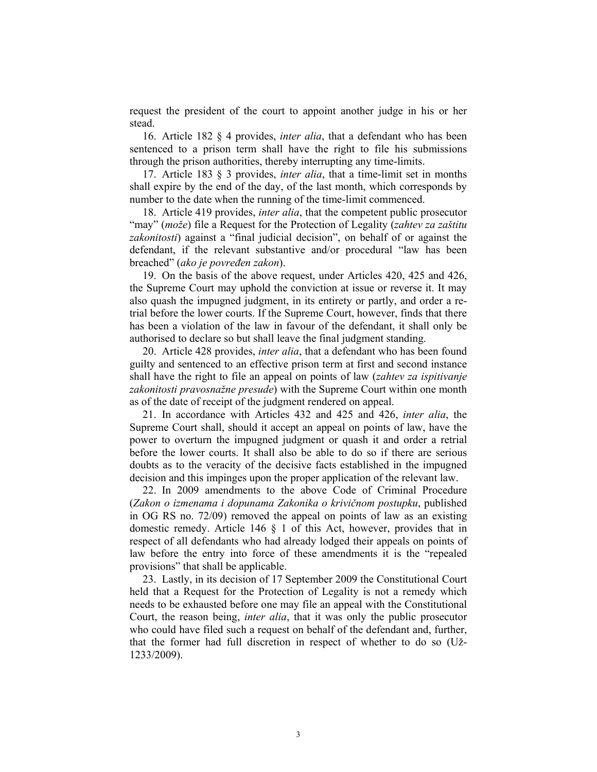request the president of the court to appoint another judge in his or her stead.

16. Article 182 § 4 provides, *inter alia*, that a defendant who has been sentenced to a prison term shall have the right to file his submissions through the prison authorities, thereby interrupting any time-limits.

17. Article 183 § 3 provides, *inter alia*, that a time-limit set in months shall expire by the end of the day, of the last month, which corresponds by number to the date when the running of the time-limit commenced.

18. Article 419 provides, *inter alia*, that the competent public prosecutor "may" (*može*) file a Request for the Protection of Legality (*zahtev za zaštitu zakonitosti*) against a "final judicial decision", on behalf of or against the defendant, if the relevant substantive and/or procedural "law has been breached" (*ako je povređen zakon*).

19. On the basis of the above request, under Articles 420, 425 and 426, the Supreme Court may uphold the conviction at issue or reverse it. It may also quash the impugned judgment, in its entirety or partly, and order a re-trial before the lower courts. If the Supreme Court, however, finds that there has been a violation of the law in favour of the defendant, it shall only be authorised to declare so but shall leave the final judgment standing.

20. Article 428 provides, *inter alia*, that a defendant who has been found guilty and sentenced to an effective prison term at first and second instance shall have the right to file an appeal on points of law (*zahtev za ispitivanje zakonitosti pravosnažne presude*) with the Supreme Court within one month as of the date of receipt of the judgment rendered on appeal.

21. In accordance with Articles 432 and 425 and 426, *inter alia*, the Supreme Court shall, should it accept an appeal on points of law, have the power to overturn the impugned judgment or quash it and order a retrial before the lower courts. It shall also be able to do so if there are serious doubts as to the veracity of the decisive facts established in the impugned decision and this impinges upon the proper application of the relevant law.

22. In 2009 amendments to the above Code of Criminal Procedure (*Zakon o izmenama i dopunama Zakonika o krivičnom postupku*, published in OG RS no. 72/09) removed the appeal on points of law as an existing domestic remedy. Article 146 § 1 of this Act, however, provides that in respect of all defendants who had already lodged their appeals on points of law before the entry into force of these amendments it is the "repealed provisions" that shall be applicable.

23. Lastly, in its decision of 17 September 2009 the Constitutional Court held that a Request for the Protection of Legality is not a remedy which needs to be exhausted before one may file an appeal with the Constitutional Court, the reason being, *inter alia*, that it was only the public prosecutor who could have filed such a request on behalf of the defendant and, further, that the former had full discretion in respect of whether to do so (Už-1233/2009).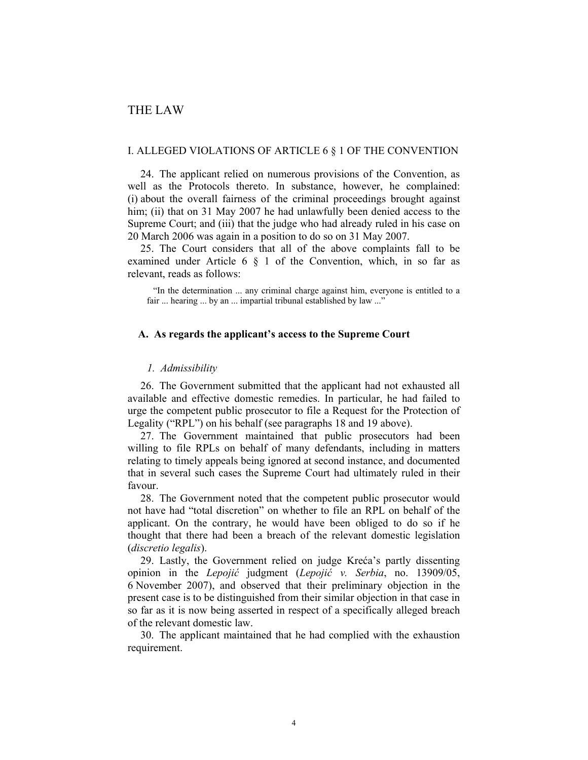# THE LAW

## I. ALLEGED VIOLATIONS OF ARTICLE 6 § 1 OF THE CONVENTION

24. The applicant relied on numerous provisions of the Convention, as well as the Protocols thereto. In substance, however, he complained: (i) about the overall fairness of the criminal proceedings brought against him; (ii) that on 31 May 2007 he had unlawfully been denied access to the Supreme Court; and (iii) that the judge who had already ruled in his case on 20 March 2006 was again in a position to do so on 31 May 2007.

25. The Court considers that all of the above complaints fall to be examined under Article 6 § 1 of the Convention, which, in so far as relevant, reads as follows:

> "In the determination ... any criminal charge against him, everyone is entitled to a fair ... hearing ... by an ... impartial tribunal established by law ..."

### A. As regards the applicant's access to the Supreme Court

#### *1. Admissibility*

26. The Government submitted that the applicant had not exhausted all available and effective domestic remedies. In particular, he had failed to urge the competent public prosecutor to file a Request for the Protection of Legality ("RPL") on his behalf (see paragraphs 18 and 19 above).

27. The Government maintained that public prosecutors had been willing to file RPLs on behalf of many defendants, including in matters relating to timely appeals being ignored at second instance, and documented that in several such cases the Supreme Court had ultimately ruled in their favour.

28. The Government noted that the competent public prosecutor would not have had "total discretion" on whether to file an RPL on behalf of the applicant. On the contrary, he would have been obliged to do so if he thought that there had been a breach of the relevant domestic legislation (*discretio legalis*).

29. Lastly, the Government relied on judge Kreća's partly dissenting opinion in the *Lepojić* judgment (*Lepojić v. Serbia*, no. 13909/05, 6 November 2007), and observed that their preliminary objection in the present case is to be distinguished from their similar objection in that case in so far as it is now being asserted in respect of a specifically alleged breach of the relevant domestic law.

30. The applicant maintained that he had complied with the exhaustion requirement.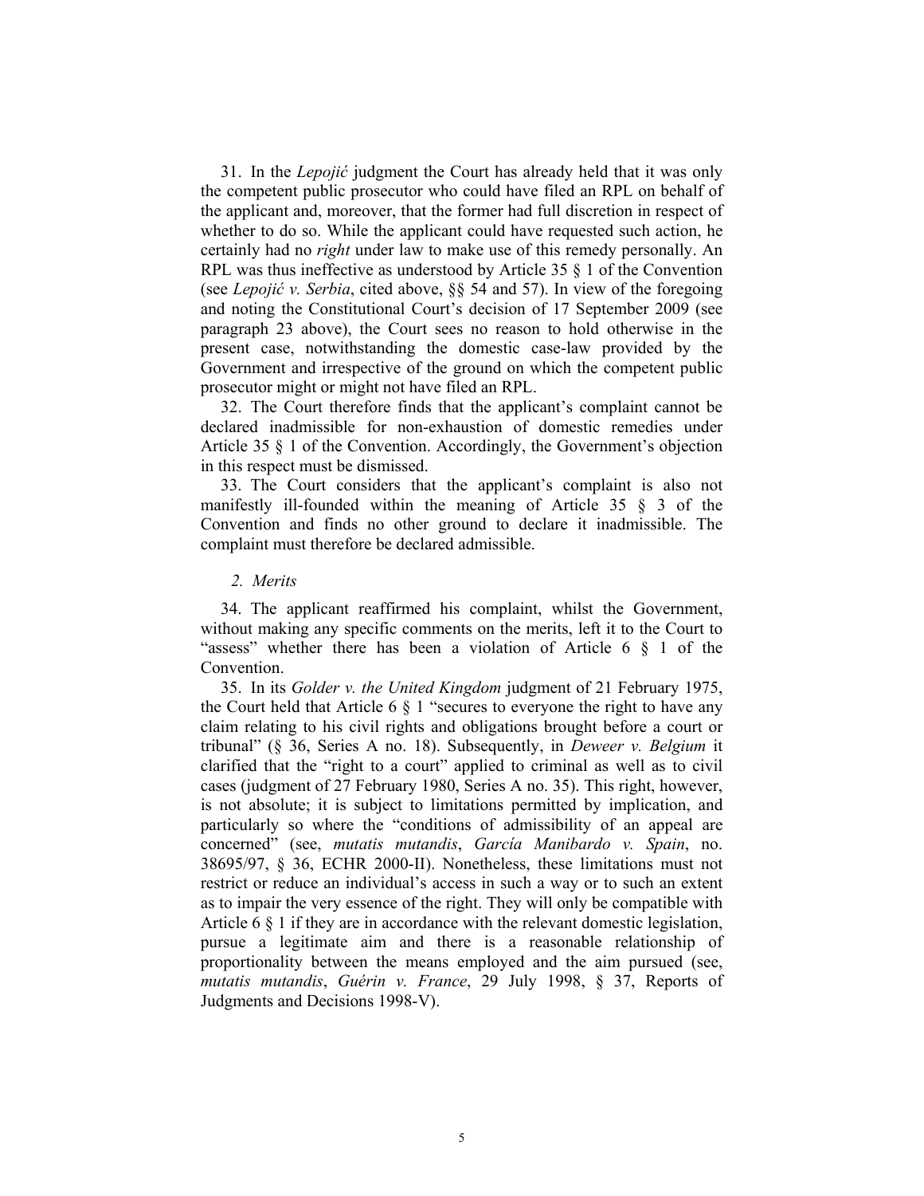31. In the *Lepojić* judgment the Court has already held that it was only the competent public prosecutor who could have filed an RPL on behalf of the applicant and, moreover, that the former had full discretion in respect of whether to do so. While the applicant could have requested such action, he certainly had no *right* under law to make use of this remedy personally. An RPL was thus ineffective as understood by Article 35 § 1 of the Convention (see *Lepojić v. Serbia*, cited above, §§ 54 and 57). In view of the foregoing and noting the Constitutional Court's decision of 17 September 2009 (see paragraph 23 above), the Court sees no reason to hold otherwise in the present case, notwithstanding the domestic case-law provided by the Government and irrespective of the ground on which the competent public prosecutor might or might not have filed an RPL.

32. The Court therefore finds that the applicant's complaint cannot be declared inadmissible for non-exhaustion of domestic remedies under Article 35 § 1 of the Convention. Accordingly, the Government's objection in this respect must be dismissed.

33. The Court considers that the applicant's complaint is also not manifestly ill-founded within the meaning of Article 35 § 3 of the Convention and finds no other ground to declare it inadmissible. The complaint must therefore be declared admissible.

*2. Merits*

34. The applicant reaffirmed his complaint, whilst the Government, without making any specific comments on the merits, left it to the Court to "assess" whether there has been a violation of Article 6 § 1 of the Convention.

35. In its *Golder v. the United Kingdom* judgment of 21 February 1975, the Court held that Article 6 § 1 "secures to everyone the right to have any claim relating to his civil rights and obligations brought before a court or tribunal" (§ 36, Series A no. 18). Subsequently, in *Deweer v. Belgium* it clarified that the "right to a court" applied to criminal as well as to civil cases (judgment of 27 February 1980, Series A no. 35). This right, however, is not absolute; it is subject to limitations permitted by implication, and particularly so where the "conditions of admissibility of an appeal are concerned" (see, *mutatis mutandis*, *García Manibardo v. Spain*, no. 38695/97, § 36, ECHR 2000-II). Nonetheless, these limitations must not restrict or reduce an individual's access in such a way or to such an extent as to impair the very essence of the right. They will only be compatible with Article 6 § 1 if they are in accordance with the relevant domestic legislation, pursue a legitimate aim and there is a reasonable relationship of proportionality between the means employed and the aim pursued (see, *mutatis mutandis*, *Guérin v. France*, 29 July 1998, § 37, Reports of Judgments and Decisions 1998-V).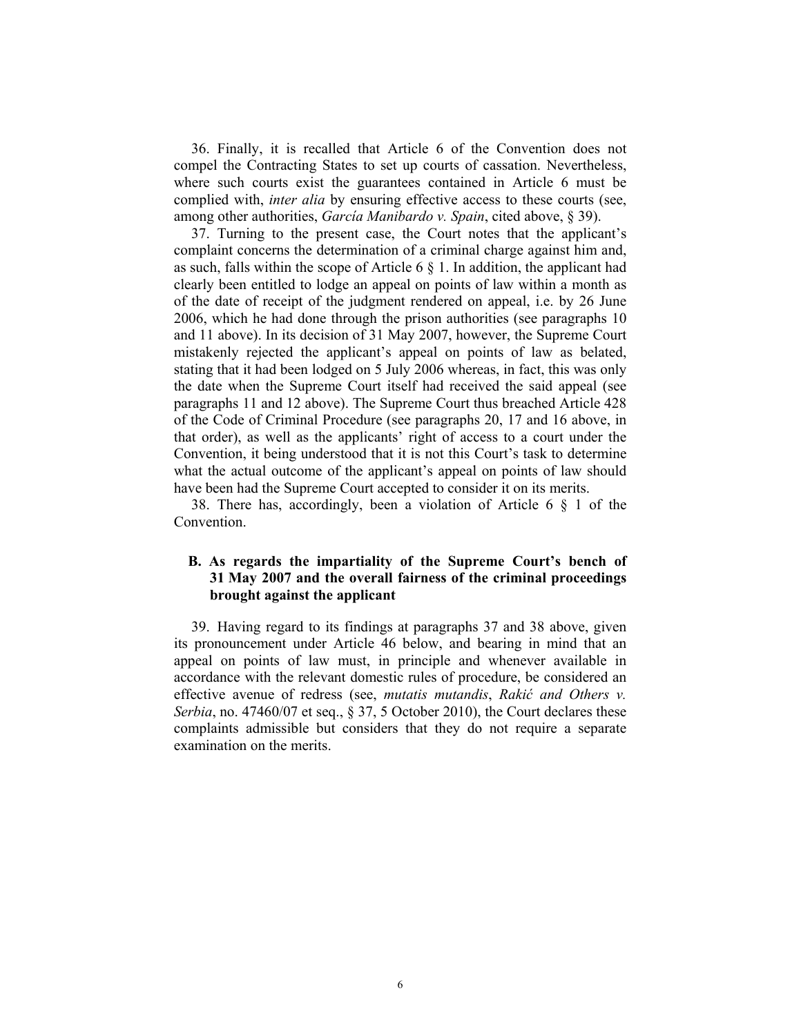36. Finally, it is recalled that Article 6 of the Convention does not compel the Contracting States to set up courts of cassation. Nevertheless, where such courts exist the guarantees contained in Article 6 must be complied with, *inter alia* by ensuring effective access to these courts (see, among other authorities, *García Manibardo v. Spain*, cited above, § 39).

37. Turning to the present case, the Court notes that the applicant's complaint concerns the determination of a criminal charge against him and, as such, falls within the scope of Article 6 § 1. In addition, the applicant had clearly been entitled to lodge an appeal on points of law within a month as of the date of receipt of the judgment rendered on appeal, i.e. by 26 June 2006, which he had done through the prison authorities (see paragraphs 10 and 11 above). In its decision of 31 May 2007, however, the Supreme Court mistakenly rejected the applicant's appeal on points of law as belated, stating that it had been lodged on 5 July 2006 whereas, in fact, this was only the date when the Supreme Court itself had received the said appeal (see paragraphs 11 and 12 above). The Supreme Court thus breached Article 428 of the Code of Criminal Procedure (see paragraphs 20, 17 and 16 above, in that order), as well as the applicants' right of access to a court under the Convention, it being understood that it is not this Court's task to determine what the actual outcome of the applicant's appeal on points of law should have been had the Supreme Court accepted to consider it on its merits.

38. There has, accordingly, been a violation of Article 6 § 1 of the Convention.

### B. As regards the impartiality of the Supreme Court's bench of 31 May 2007 and the overall fairness of the criminal proceedings brought against the applicant

39. Having regard to its findings at paragraphs 37 and 38 above, given its pronouncement under Article 46 below, and bearing in mind that an appeal on points of law must, in principle and whenever available in accordance with the relevant domestic rules of procedure, be considered an effective avenue of redress (see, *mutatis mutandis*, *Rakić and Others v. Serbia*, no. 47460/07 et seq., § 37, 5 October 2010), the Court declares these complaints admissible but considers that they do not require a separate examination on the merits.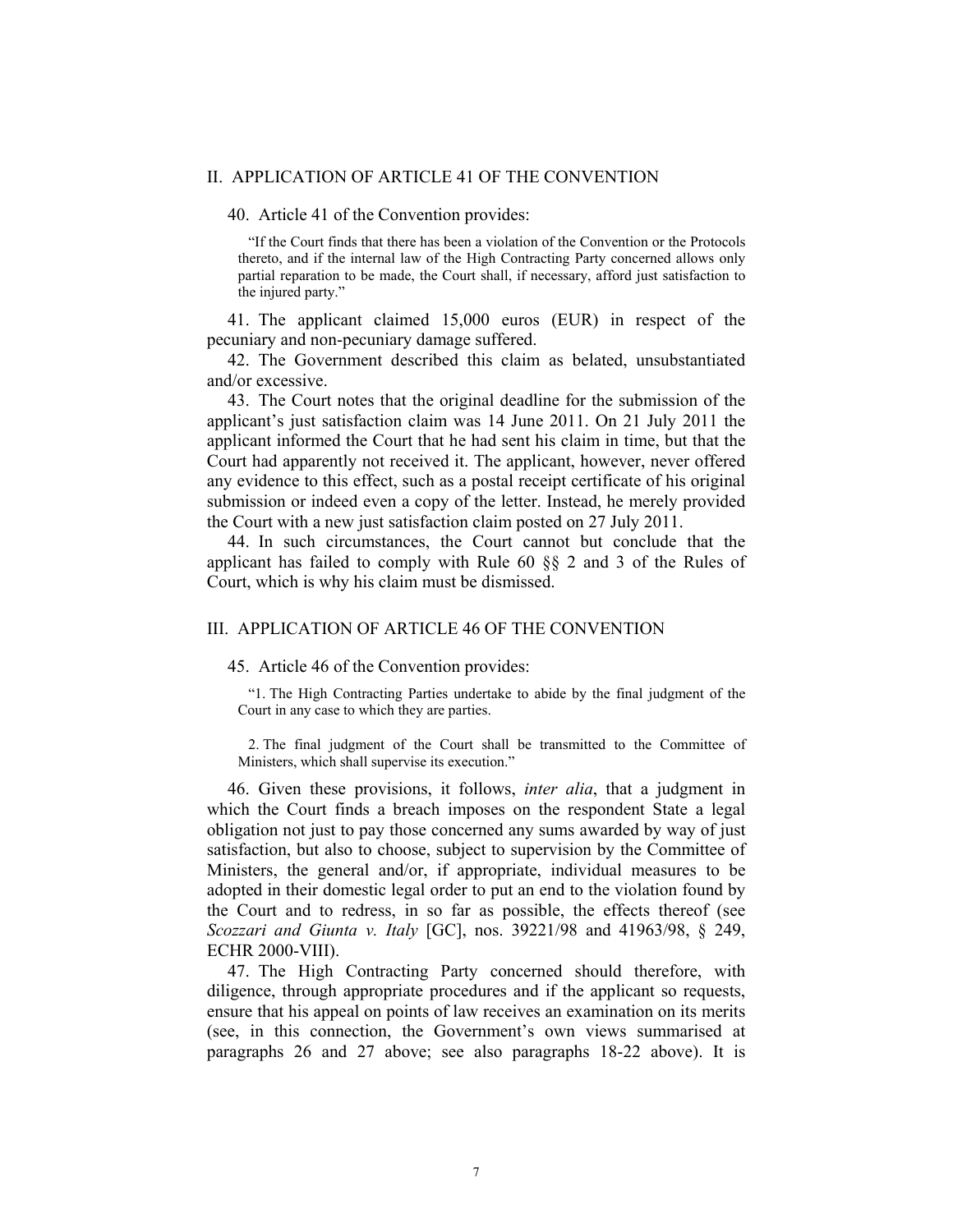## II. APPLICATION OF ARTICLE 41 OF THE CONVENTION

40. Article 41 of the Convention provides:

> "If the Court finds that there has been a violation of the Convention or the Protocols thereto, and if the internal law of the High Contracting Party concerned allows only partial reparation to be made, the Court shall, if necessary, afford just satisfaction to the injured party."

41. The applicant claimed 15,000 euros (EUR) in respect of the pecuniary and non-pecuniary damage suffered.

42. The Government described this claim as belated, unsubstantiated and/or excessive.

43. The Court notes that the original deadline for the submission of the applicant's just satisfaction claim was 14 June 2011. On 21 July 2011 the applicant informed the Court that he had sent his claim in time, but that the Court had apparently not received it. The applicant, however, never offered any evidence to this effect, such as a postal receipt certificate of his original submission or indeed even a copy of the letter. Instead, he merely provided the Court with a new just satisfaction claim posted on 27 July 2011.

44. In such circumstances, the Court cannot but conclude that the applicant has failed to comply with Rule 60 §§ 2 and 3 of the Rules of Court, which is why his claim must be dismissed.

## III. APPLICATION OF ARTICLE 46 OF THE CONVENTION

45. Article 46 of the Convention provides:

> "1. The High Contracting Parties undertake to abide by the final judgment of the Court in any case to which they are parties.
>
> 2. The final judgment of the Court shall be transmitted to the Committee of Ministers, which shall supervise its execution."

46. Given these provisions, it follows, *inter alia*, that a judgment in which the Court finds a breach imposes on the respondent State a legal obligation not just to pay those concerned any sums awarded by way of just satisfaction, but also to choose, subject to supervision by the Committee of Ministers, the general and/or, if appropriate, individual measures to be adopted in their domestic legal order to put an end to the violation found by the Court and to redress, in so far as possible, the effects thereof (see *Scozzari and Giunta v. Italy* [GC], nos. 39221/98 and 41963/98, § 249, ECHR 2000-VIII).

47. The High Contracting Party concerned should therefore, with diligence, through appropriate procedures and if the applicant so requests, ensure that his appeal on points of law receives an examination on its merits (see, in this connection, the Government's own views summarised at paragraphs 26 and 27 above; see also paragraphs 18-22 above). It is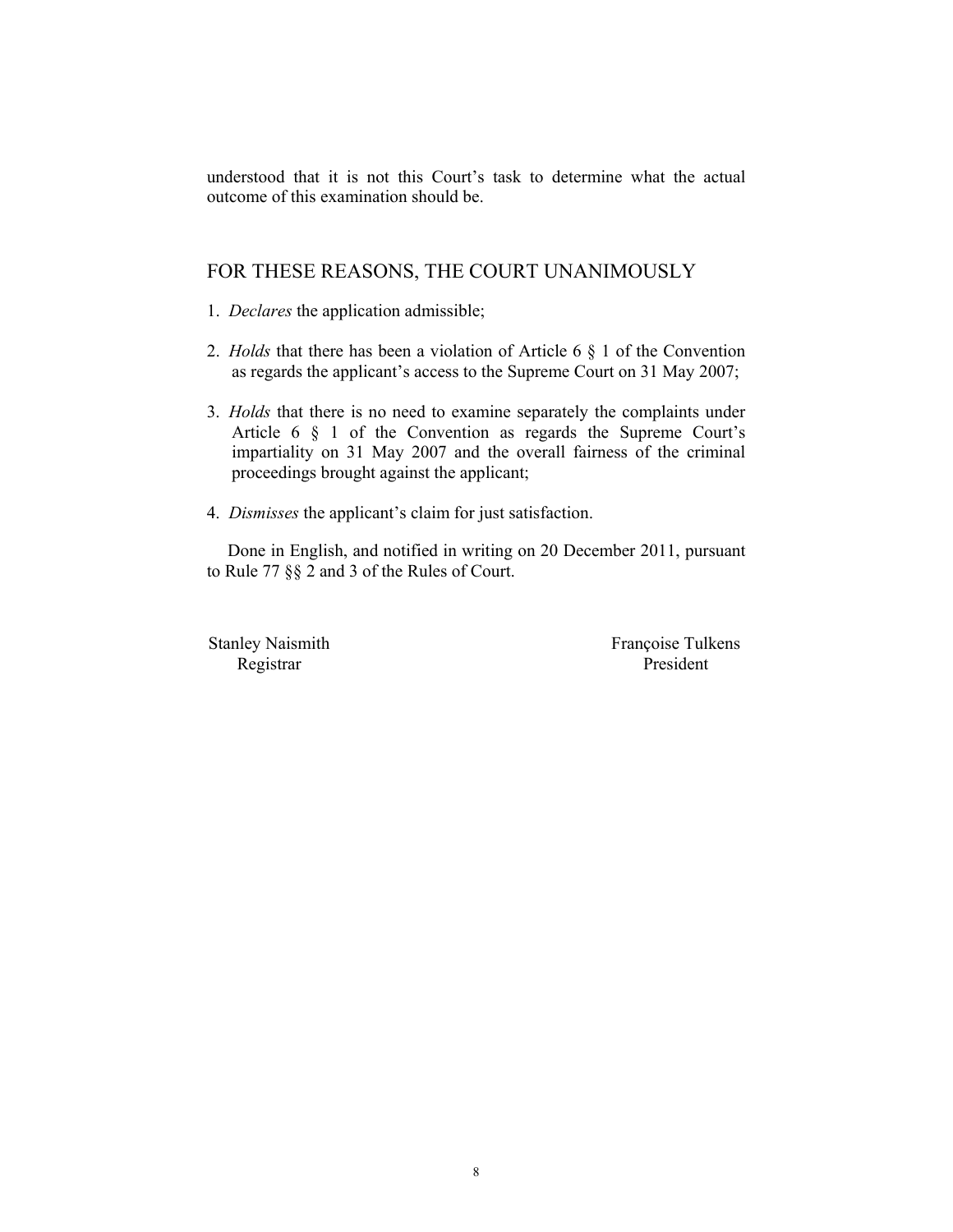understood that it is not this Court's task to determine what the actual outcome of this examination should be.

## FOR THESE REASONS, THE COURT UNANIMOUSLY

1. *Declares* the application admissible;

2. *Holds* that there has been a violation of Article 6 § 1 of the Convention as regards the applicant's access to the Supreme Court on 31 May 2007;

3. *Holds* that there is no need to examine separately the complaints under Article 6 § 1 of the Convention as regards the Supreme Court's impartiality on 31 May 2007 and the overall fairness of the criminal proceedings brought against the applicant;

4. *Dismisses* the applicant's claim for just satisfaction.

Done in English, and notified in writing on 20 December 2011, pursuant to Rule 77 §§ 2 and 3 of the Rules of Court.

Stanley Naismith
Registrar

Françoise Tulkens
President